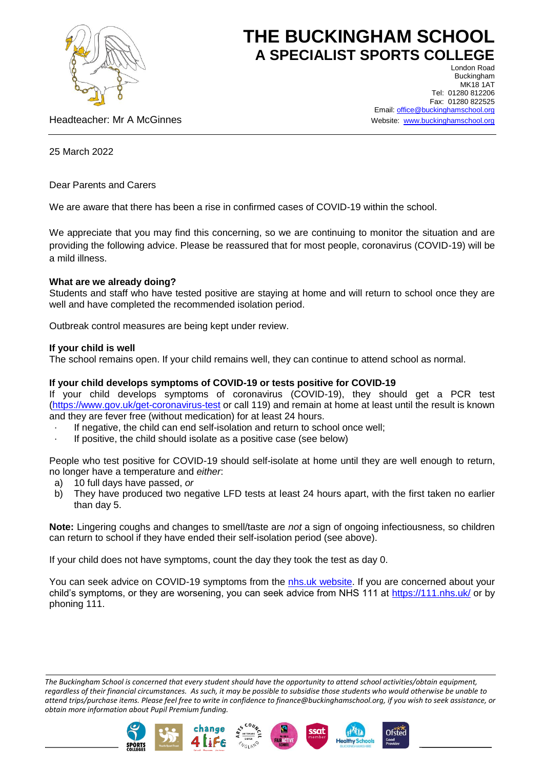# THE BUCKINGHAM SCHOOL
## A SPECIALIST SPORTS COLLEGE

London Road
Buckingham
MK18 1AT
Tel: 01280 812206
Fax: 01280 822525
Email: office@buckinghamschool.org
Website: www.buckinghamschool.org

Headteacher: Mr A McGinnes

---

25 March 2022

Dear Parents and Carers

We are aware that there has been a rise in confirmed cases of COVID-19 within the school.

We appreciate that you may find this concerning, so we are continuing to monitor the situation and are providing the following advice. Please be reassured that for most people, coronavirus (COVID-19) will be a mild illness.

**What are we already doing?**
Students and staff who have tested positive are staying at home and will return to school once they are well and have completed the recommended isolation period.

Outbreak control measures are being kept under review.

**If your child is well**
The school remains open. If your child remains well, they can continue to attend school as normal.

**If your child develops symptoms of COVID-19 or tests positive for COVID-19**
If your child develops symptoms of coronavirus (COVID-19), they should get a PCR test (https://www.gov.uk/get-coronavirus-test or call 119) and remain at home at least until the result is known and they are fever free (without medication) for at least 24 hours.

- If negative, the child can end self-isolation and return to school once well;
- If positive, the child should isolate as a positive case (see below)

People who test positive for COVID-19 should self-isolate at home until they are well enough to return, no longer have a temperature and *either*:

a) 10 full days have passed, *or*
b) They have produced two negative LFD tests at least 24 hours apart, with the first taken no earlier than day 5.

**Note:** Lingering coughs and changes to smell/taste are *not* a sign of ongoing infectiousness, so children can return to school if they have ended their self-isolation period (see above).

If your child does not have symptoms, count the day they took the test as day 0.

You can seek advice on COVID-19 symptoms from the nhs.uk website. If you are concerned about your child's symptoms, or they are worsening, you can seek advice from NHS 111 at https://111.nhs.uk/ or by phoning 111.

---

*The Buckingham School is concerned that every student should have the opportunity to attend school activities/obtain equipment, regardless of their financial circumstances. As such, it may be possible to subsidise those students who would otherwise be unable to attend trips/purchase items. Please feel free to write in confidence to finance@buckinghamschool.org, if you wish to seek assistance, or obtain more information about Pupil Premium funding.*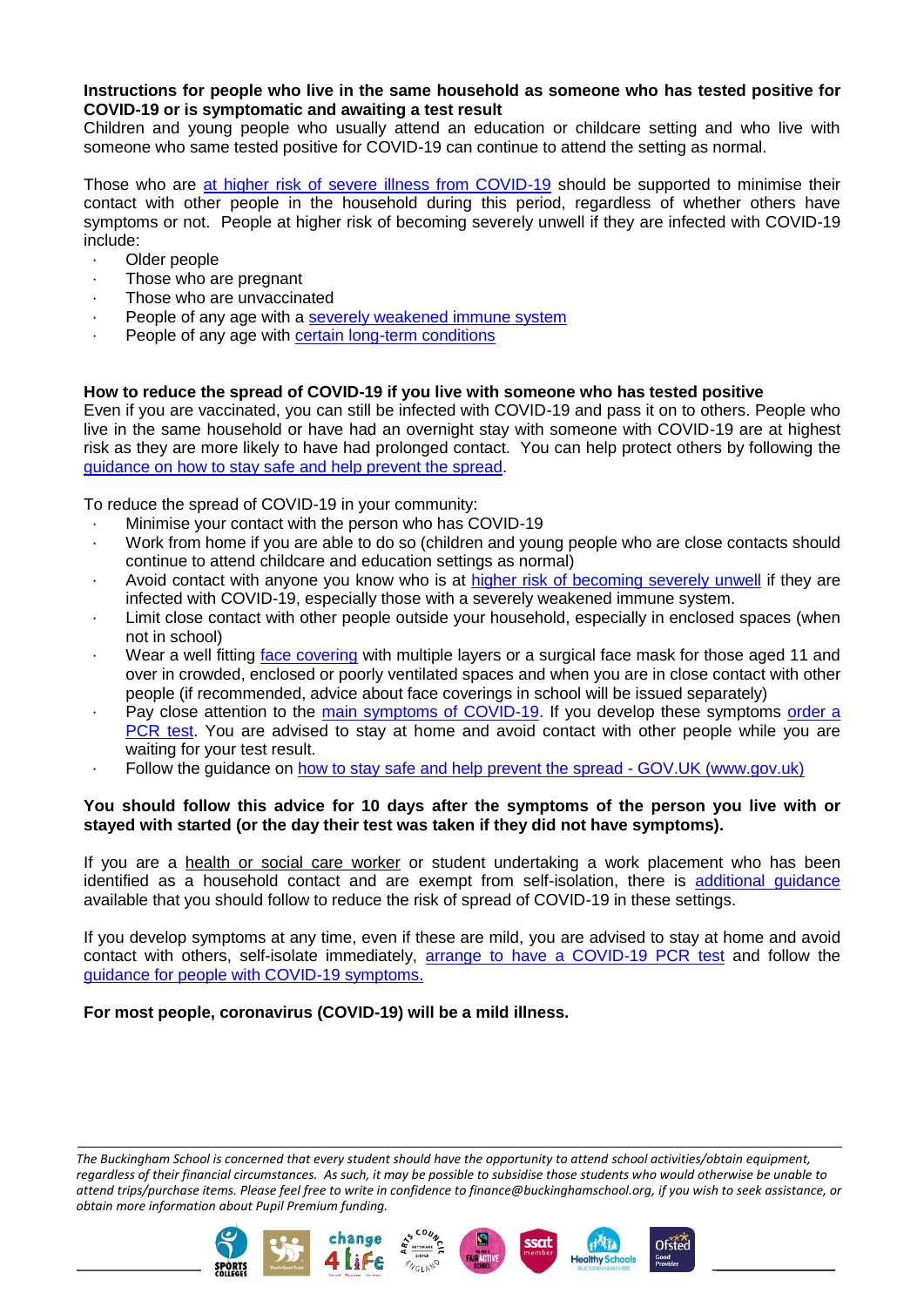**Instructions for people who live in the same household as someone who has tested positive for COVID-19 or is symptomatic and awaiting a test result**

Children and young people who usually attend an education or childcare setting and who live with someone who same tested positive for COVID-19 can continue to attend the setting as normal.

Those who are at higher risk of severe illness from COVID-19 should be supported to minimise their contact with other people in the household during this period, regardless of whether others have symptoms or not. People at higher risk of becoming severely unwell if they are infected with COVID-19 include:

- Older people
- Those who are pregnant
- Those who are unvaccinated
- People of any age with a severely weakened immune system
- People of any age with certain long-term conditions

**How to reduce the spread of COVID-19 if you live with someone who has tested positive**

Even if you are vaccinated, you can still be infected with COVID-19 and pass it on to others. People who live in the same household or have had an overnight stay with someone with COVID-19 are at highest risk as they are more likely to have had prolonged contact. You can help protect others by following the guidance on how to stay safe and help prevent the spread.

To reduce the spread of COVID-19 in your community:

- Minimise your contact with the person who has COVID-19
- Work from home if you are able to do so (children and young people who are close contacts should continue to attend childcare and education settings as normal)
- Avoid contact with anyone you know who is at higher risk of becoming severely unwell if they are infected with COVID-19, especially those with a severely weakened immune system.
- Limit close contact with other people outside your household, especially in enclosed spaces (when not in school)
- Wear a well fitting face covering with multiple layers or a surgical face mask for those aged 11 and over in crowded, enclosed or poorly ventilated spaces and when you are in close contact with other people (if recommended, advice about face coverings in school will be issued separately)
- Pay close attention to the main symptoms of COVID-19. If you develop these symptoms order a PCR test. You are advised to stay at home and avoid contact with other people while you are waiting for your test result.
- Follow the guidance on how to stay safe and help prevent the spread - GOV.UK (www.gov.uk)

**You should follow this advice for 10 days after the symptoms of the person you live with or stayed with started (or the day their test was taken if they did not have symptoms).**

If you are a health or social care worker or student undertaking a work placement who has been identified as a household contact and are exempt from self-isolation, there is additional guidance available that you should follow to reduce the risk of spread of COVID-19 in these settings.

If you develop symptoms at any time, even if these are mild, you are advised to stay at home and avoid contact with others, self-isolate immediately, arrange to have a COVID-19 PCR test and follow the guidance for people with COVID-19 symptoms.

**For most people, coronavirus (COVID-19) will be a mild illness.**

*The Buckingham School is concerned that every student should have the opportunity to attend school activities/obtain equipment, regardless of their financial circumstances. As such, it may be possible to subsidise those students who would otherwise be unable to attend trips/purchase items. Please feel free to write in confidence to finance@buckinghamschool.org, if you wish to seek assistance, or obtain more information about Pupil Premium funding.*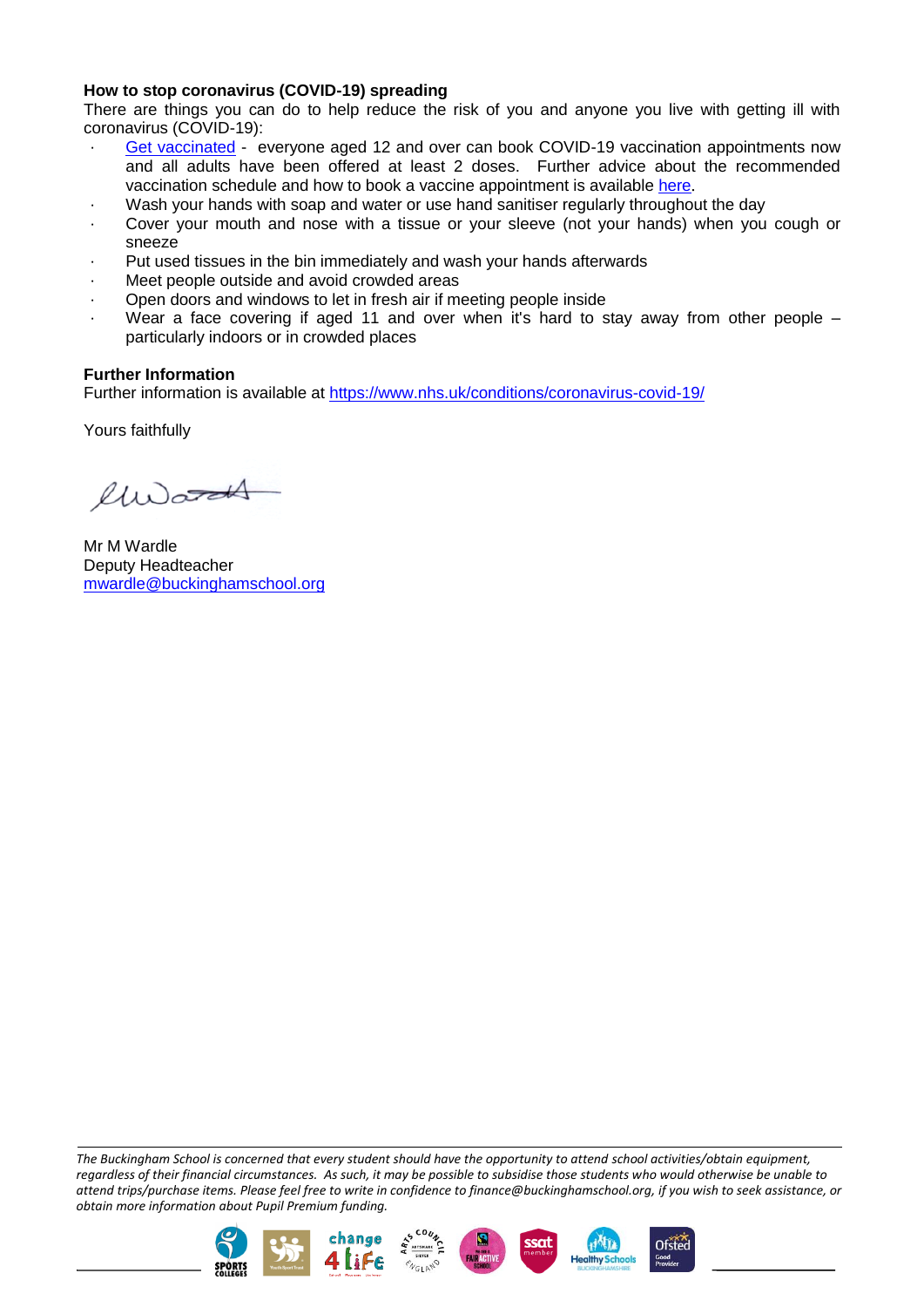**How to stop coronavirus (COVID-19) spreading**

There are things you can do to help reduce the risk of you and anyone you live with getting ill with coronavirus (COVID-19):

- Get vaccinated - everyone aged 12 and over can book COVID-19 vaccination appointments now and all adults have been offered at least 2 doses. Further advice about the recommended vaccination schedule and how to book a vaccine appointment is available here.
- Wash your hands with soap and water or use hand sanitiser regularly throughout the day
- Cover your mouth and nose with a tissue or your sleeve (not your hands) when you cough or sneeze
- Put used tissues in the bin immediately and wash your hands afterwards
- Meet people outside and avoid crowded areas
- Open doors and windows to let in fresh air if meeting people inside
- Wear a face covering if aged 11 and over when it's hard to stay away from other people – particularly indoors or in crowded places

**Further Information**

Further information is available at https://www.nhs.uk/conditions/coronavirus-covid-19/

Yours faithfully

Mr M Wardle
Deputy Headteacher
mwardle@buckinghamschool.org

*The Buckingham School is concerned that every student should have the opportunity to attend school activities/obtain equipment, regardless of their financial circumstances. As such, it may be possible to subsidise those students who would otherwise be unable to attend trips/purchase items. Please feel free to write in confidence to finance@buckinghamschool.org, if you wish to seek assistance, or obtain more information about Pupil Premium funding.*